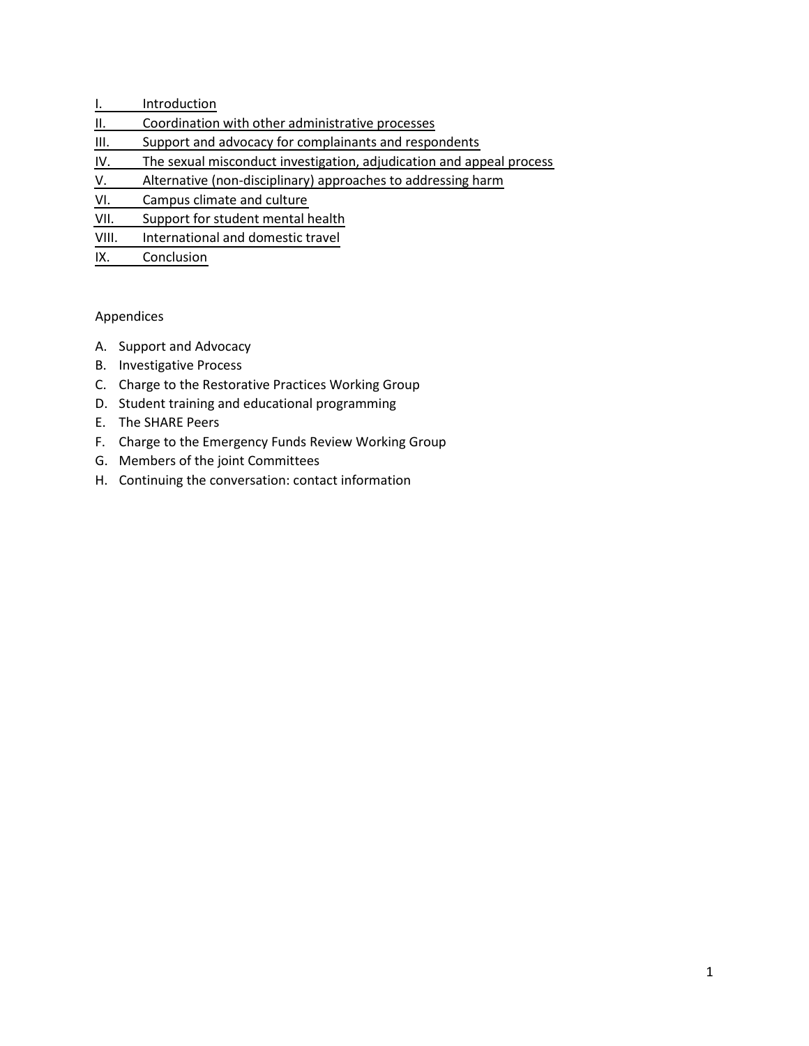I. Introduction
II. Coordination with other administrative processes
III. Support and advocacy for complainants and respondents
IV. The sexual misconduct investigation, adjudication and appeal process
V. Alternative (non-disciplinary) approaches to addressing harm
VI. Campus climate and culture
VII. Support for student mental health
VIII. International and domestic travel
IX. Conclusion

Appendices

A. Support and Advocacy
B. Investigative Process
C. Charge to the Restorative Practices Working Group
D. Student training and educational programming
E. The SHARE Peers
F. Charge to the Emergency Funds Review Working Group
G. Members of the joint Committees
H. Continuing the conversation: contact information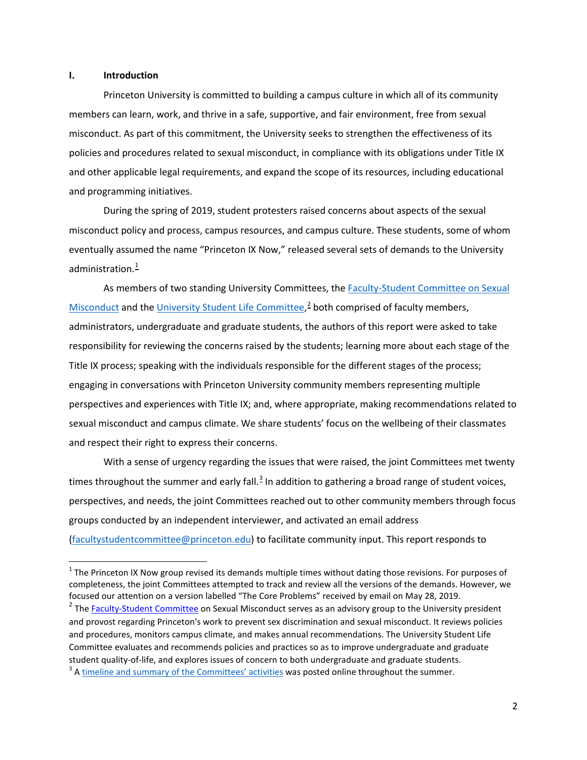## I. Introduction

Princeton University is committed to building a campus culture in which all of its community members can learn, work, and thrive in a safe, supportive, and fair environment, free from sexual misconduct. As part of this commitment, the University seeks to strengthen the effectiveness of its policies and procedures related to sexual misconduct, in compliance with its obligations under Title IX and other applicable legal requirements, and expand the scope of its resources, including educational and programming initiatives.

During the spring of 2019, student protesters raised concerns about aspects of the sexual misconduct policy and process, campus resources, and campus culture. These students, some of whom eventually assumed the name "Princeton IX Now," released several sets of demands to the University administration.[1]

As members of two standing University Committees, the Faculty-Student Committee on Sexual Misconduct and the University Student Life Committee,[2] both comprised of faculty members, administrators, undergraduate and graduate students, the authors of this report were asked to take responsibility for reviewing the concerns raised by the students; learning more about each stage of the Title IX process; speaking with the individuals responsible for the different stages of the process; engaging in conversations with Princeton University community members representing multiple perspectives and experiences with Title IX; and, where appropriate, making recommendations related to sexual misconduct and campus climate. We share students' focus on the wellbeing of their classmates and respect their right to express their concerns.

With a sense of urgency regarding the issues that were raised, the joint Committees met twenty times throughout the summer and early fall.[3] In addition to gathering a broad range of student voices, perspectives, and needs, the joint Committees reached out to other community members through focus groups conducted by an independent interviewer, and activated an email address (facultystudentcommittee@princeton.edu) to facilitate community input. This report responds to

---

[1] The Princeton IX Now group revised its demands multiple times without dating those revisions. For purposes of completeness, the joint Committees attempted to track and review all the versions of the demands. However, we focused our attention on a version labelled "The Core Problems" received by email on May 28, 2019.

[2] The Faculty-Student Committee on Sexual Misconduct serves as an advisory group to the University president and provost regarding Princeton's work to prevent sex discrimination and sexual misconduct. It reviews policies and procedures, monitors campus climate, and makes annual recommendations. The University Student Life Committee evaluates and recommends policies and practices so as to improve undergraduate and graduate student quality-of-life, and explores issues of concern to both undergraduate and graduate students.

[3] A timeline and summary of the Committees' activities was posted online throughout the summer.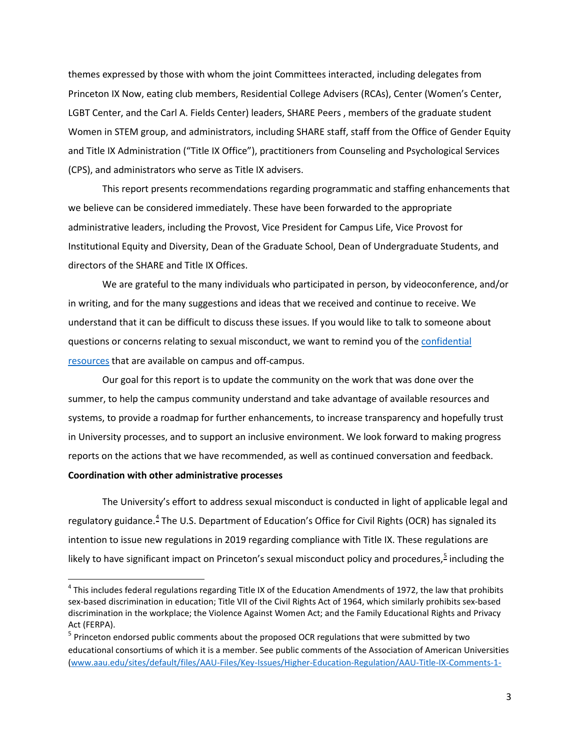themes expressed by those with whom the joint Committees interacted, including delegates from Princeton IX Now, eating club members, Residential College Advisers (RCAs), Center (Women's Center, LGBT Center, and the Carl A. Fields Center) leaders, SHARE Peers , members of the graduate student Women in STEM group, and administrators, including SHARE staff, staff from the Office of Gender Equity and Title IX Administration ("Title IX Office"), practitioners from Counseling and Psychological Services (CPS), and administrators who serve as Title IX advisers.

This report presents recommendations regarding programmatic and staffing enhancements that we believe can be considered immediately. These have been forwarded to the appropriate administrative leaders, including the Provost, Vice President for Campus Life, Vice Provost for Institutional Equity and Diversity, Dean of the Graduate School, Dean of Undergraduate Students, and directors of the SHARE and Title IX Offices.

We are grateful to the many individuals who participated in person, by videoconference, and/or in writing, and for the many suggestions and ideas that we received and continue to receive. We understand that it can be difficult to discuss these issues. If you would like to talk to someone about questions or concerns relating to sexual misconduct, we want to remind you of the confidential resources that are available on campus and off-campus.

Our goal for this report is to update the community on the work that was done over the summer, to help the campus community understand and take advantage of available resources and systems, to provide a roadmap for further enhancements, to increase transparency and hopefully trust in University processes, and to support an inclusive environment. We look forward to making progress reports on the actions that we have recommended, as well as continued conversation and feedback.

**Coordination with other administrative processes**

The University's effort to address sexual misconduct is conducted in light of applicable legal and regulatory guidance.[4] The U.S. Department of Education's Office for Civil Rights (OCR) has signaled its intention to issue new regulations in 2019 regarding compliance with Title IX. These regulations are likely to have significant impact on Princeton's sexual misconduct policy and procedures,[5] including the

---

[4] This includes federal regulations regarding Title IX of the Education Amendments of 1972, the law that prohibits sex-based discrimination in education; Title VII of the Civil Rights Act of 1964, which similarly prohibits sex-based discrimination in the workplace; the Violence Against Women Act; and the Family Educational Rights and Privacy Act (FERPA).

[5] Princeton endorsed public comments about the proposed OCR regulations that were submitted by two educational consortiums of which it is a member. See public comments of the Association of American Universities (www.aau.edu/sites/default/files/AAU-Files/Key-Issues/Higher-Education-Regulation/AAU-Title-IX-Comments-1-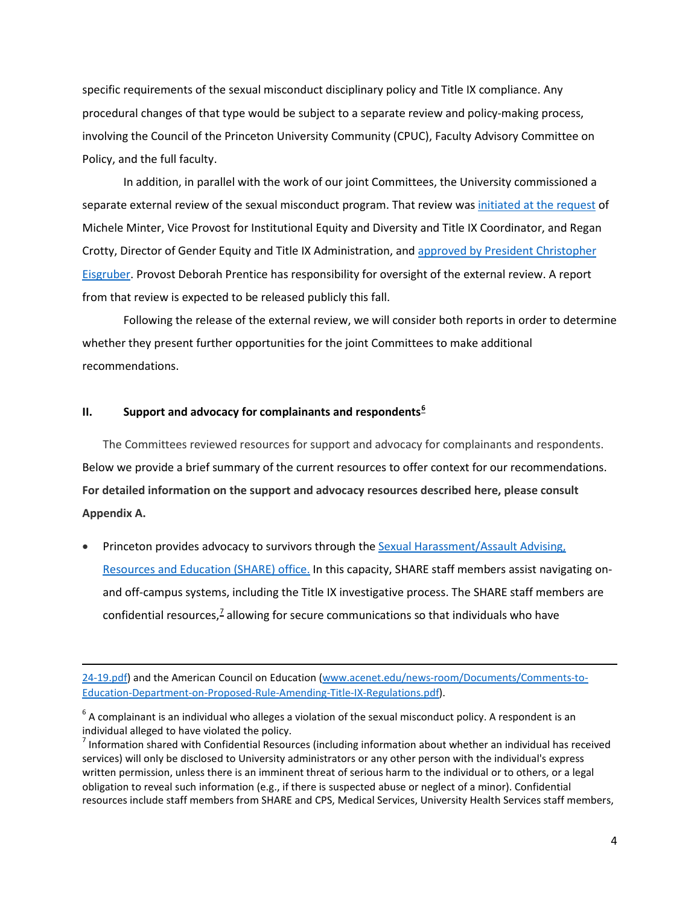specific requirements of the sexual misconduct disciplinary policy and Title IX compliance. Any procedural changes of that type would be subject to a separate review and policy-making process, involving the Council of the Princeton University Community (CPUC), Faculty Advisory Committee on Policy, and the full faculty.

In addition, in parallel with the work of our joint Committees, the University commissioned a separate external review of the sexual misconduct program. That review was initiated at the request of Michele Minter, Vice Provost for Institutional Equity and Diversity and Title IX Coordinator, and Regan Crotty, Director of Gender Equity and Title IX Administration, and approved by President Christopher Eisgruber. Provost Deborah Prentice has responsibility for oversight of the external review. A report from that review is expected to be released publicly this fall.

Following the release of the external review, we will consider both reports in order to determine whether they present further opportunities for the joint Committees to make additional recommendations.

## II. Support and advocacy for complainants and respondents[6]

The Committees reviewed resources for support and advocacy for complainants and respondents. Below we provide a brief summary of the current resources to offer context for our recommendations. **For detailed information on the support and advocacy resources described here, please consult Appendix A.**

- Princeton provides advocacy to survivors through the Sexual Harassment/Assault Advising, Resources and Education (SHARE) office. In this capacity, SHARE staff members assist navigating on- and off-campus systems, including the Title IX investigative process. The SHARE staff members are confidential resources,[7] allowing for secure communications so that individuals who have

---

24-19.pdf) and the American Council on Education (www.acenet.edu/news-room/Documents/Comments-to-Education-Department-on-Proposed-Rule-Amending-Title-IX-Regulations.pdf).

[6] A complainant is an individual who alleges a violation of the sexual misconduct policy. A respondent is an individual alleged to have violated the policy.

[7] Information shared with Confidential Resources (including information about whether an individual has received services) will only be disclosed to University administrators or any other person with the individual's express written permission, unless there is an imminent threat of serious harm to the individual or to others, or a legal obligation to reveal such information (e.g., if there is suspected abuse or neglect of a minor). Confidential resources include staff members from SHARE and CPS, Medical Services, University Health Services staff members,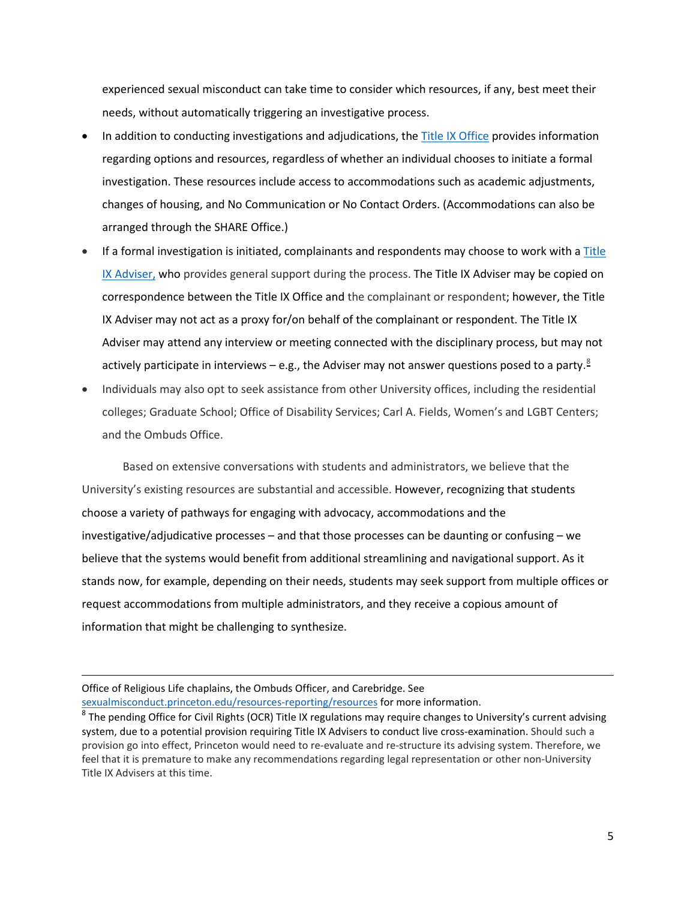experienced sexual misconduct can take time to consider which resources, if any, best meet their needs, without automatically triggering an investigative process.

- In addition to conducting investigations and adjudications, the Title IX Office provides information regarding options and resources, regardless of whether an individual chooses to initiate a formal investigation. These resources include access to accommodations such as academic adjustments, changes of housing, and No Communication or No Contact Orders. (Accommodations can also be arranged through the SHARE Office.)
- If a formal investigation is initiated, complainants and respondents may choose to work with a Title IX Adviser, who provides general support during the process. The Title IX Adviser may be copied on correspondence between the Title IX Office and the complainant or respondent; however, the Title IX Adviser may not act as a proxy for/on behalf of the complainant or respondent. The Title IX Adviser may attend any interview or meeting connected with the disciplinary process, but may not actively participate in interviews – e.g., the Adviser may not answer questions posed to a party.[8]
- Individuals may also opt to seek assistance from other University offices, including the residential colleges; Graduate School; Office of Disability Services; Carl A. Fields, Women's and LGBT Centers; and the Ombuds Office.

Based on extensive conversations with students and administrators, we believe that the University's existing resources are substantial and accessible. However, recognizing that students choose a variety of pathways for engaging with advocacy, accommodations and the investigative/adjudicative processes – and that those processes can be daunting or confusing – we believe that the systems would benefit from additional streamlining and navigational support. As it stands now, for example, depending on their needs, students may seek support from multiple offices or request accommodations from multiple administrators, and they receive a copious amount of information that might be challenging to synthesize.

---

Office of Religious Life chaplains, the Ombuds Officer, and Carebridge. See sexualmisconduct.princeton.edu/resources-reporting/resources for more information.

[8] The pending Office for Civil Rights (OCR) Title IX regulations may require changes to University's current advising system, due to a potential provision requiring Title IX Advisers to conduct live cross-examination. Should such a provision go into effect, Princeton would need to re-evaluate and re-structure its advising system. Therefore, we feel that it is premature to make any recommendations regarding legal representation or other non-University Title IX Advisers at this time.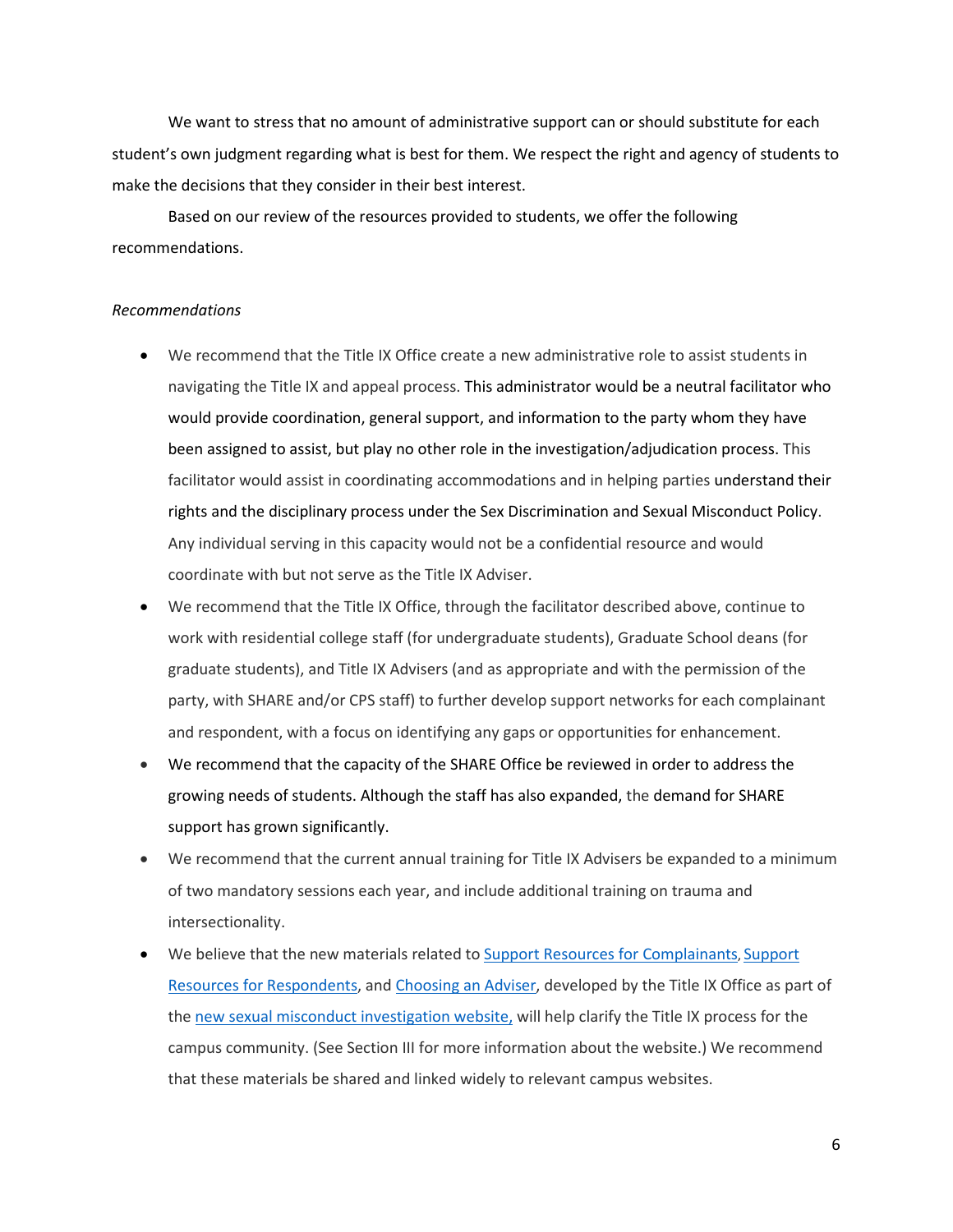We want to stress that no amount of administrative support can or should substitute for each student's own judgment regarding what is best for them. We respect the right and agency of students to make the decisions that they consider in their best interest.

Based on our review of the resources provided to students, we offer the following recommendations.

*Recommendations*

- We recommend that the Title IX Office create a new administrative role to assist students in navigating the Title IX and appeal process. This administrator would be a neutral facilitator who would provide coordination, general support, and information to the party whom they have been assigned to assist, but play no other role in the investigation/adjudication process. This facilitator would assist in coordinating accommodations and in helping parties understand their rights and the disciplinary process under the Sex Discrimination and Sexual Misconduct Policy. Any individual serving in this capacity would not be a confidential resource and would coordinate with but not serve as the Title IX Adviser.
- We recommend that the Title IX Office, through the facilitator described above, continue to work with residential college staff (for undergraduate students), Graduate School deans (for graduate students), and Title IX Advisers (and as appropriate and with the permission of the party, with SHARE and/or CPS staff) to further develop support networks for each complainant and respondent, with a focus on identifying any gaps or opportunities for enhancement.
- We recommend that the capacity of the SHARE Office be reviewed in order to address the growing needs of students. Although the staff has also expanded, the demand for SHARE support has grown significantly.
- We recommend that the current annual training for Title IX Advisers be expanded to a minimum of two mandatory sessions each year, and include additional training on trauma and intersectionality.
- We believe that the new materials related to Support Resources for Complainants, Support Resources for Respondents, and Choosing an Adviser, developed by the Title IX Office as part of the new sexual misconduct investigation website, will help clarify the Title IX process for the campus community. (See Section III for more information about the website.) We recommend that these materials be shared and linked widely to relevant campus websites.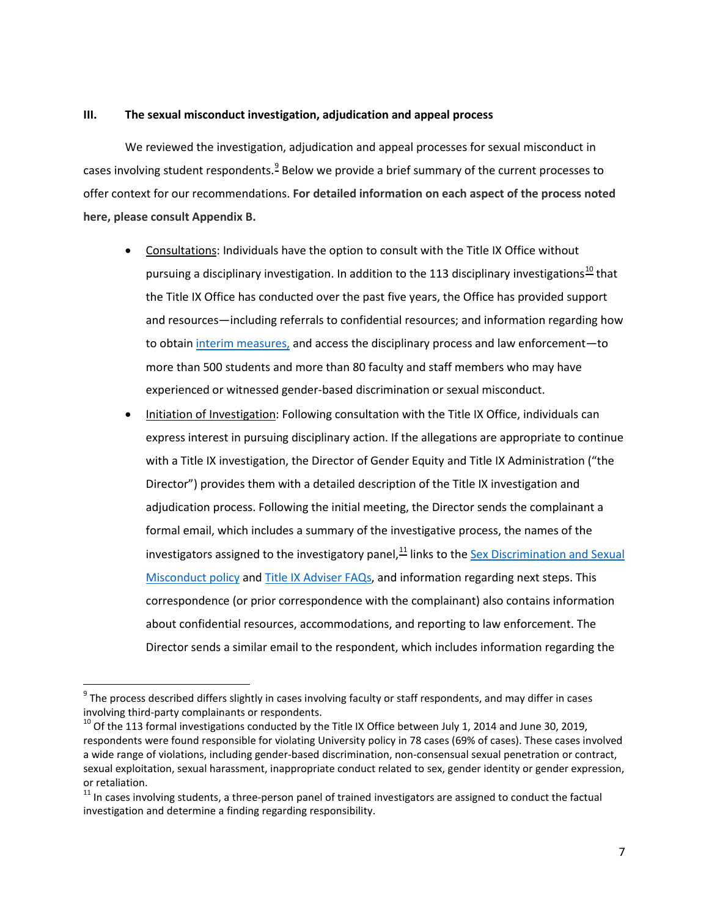### III. The sexual misconduct investigation, adjudication and appeal process

We reviewed the investigation, adjudication and appeal processes for sexual misconduct in cases involving student respondents.[9] Below we provide a brief summary of the current processes to offer context for our recommendations. **For detailed information on each aspect of the process noted here, please consult Appendix B.**

- Consultations: Individuals have the option to consult with the Title IX Office without pursuing a disciplinary investigation. In addition to the 113 disciplinary investigations[10] that the Title IX Office has conducted over the past five years, the Office has provided support and resources—including referrals to confidential resources; and information regarding how to obtain interim measures, and access the disciplinary process and law enforcement—to more than 500 students and more than 80 faculty and staff members who may have experienced or witnessed gender-based discrimination or sexual misconduct.
- Initiation of Investigation: Following consultation with the Title IX Office, individuals can express interest in pursuing disciplinary action. If the allegations are appropriate to continue with a Title IX investigation, the Director of Gender Equity and Title IX Administration ("the Director") provides them with a detailed description of the Title IX investigation and adjudication process. Following the initial meeting, the Director sends the complainant a formal email, which includes a summary of the investigative process, the names of the investigators assigned to the investigatory panel,[11] links to the Sex Discrimination and Sexual Misconduct policy and Title IX Adviser FAQs, and information regarding next steps. This correspondence (or prior correspondence with the complainant) also contains information about confidential resources, accommodations, and reporting to law enforcement. The Director sends a similar email to the respondent, which includes information regarding the

[9] The process described differs slightly in cases involving faculty or staff respondents, and may differ in cases involving third-party complainants or respondents.

[10] Of the 113 formal investigations conducted by the Title IX Office between July 1, 2014 and June 30, 2019, respondents were found responsible for violating University policy in 78 cases (69% of cases). These cases involved a wide range of violations, including gender-based discrimination, non-consensual sexual penetration or contract, sexual exploitation, sexual harassment, inappropriate conduct related to sex, gender identity or gender expression, or retaliation.

[11] In cases involving students, a three-person panel of trained investigators are assigned to conduct the factual investigation and determine a finding regarding responsibility.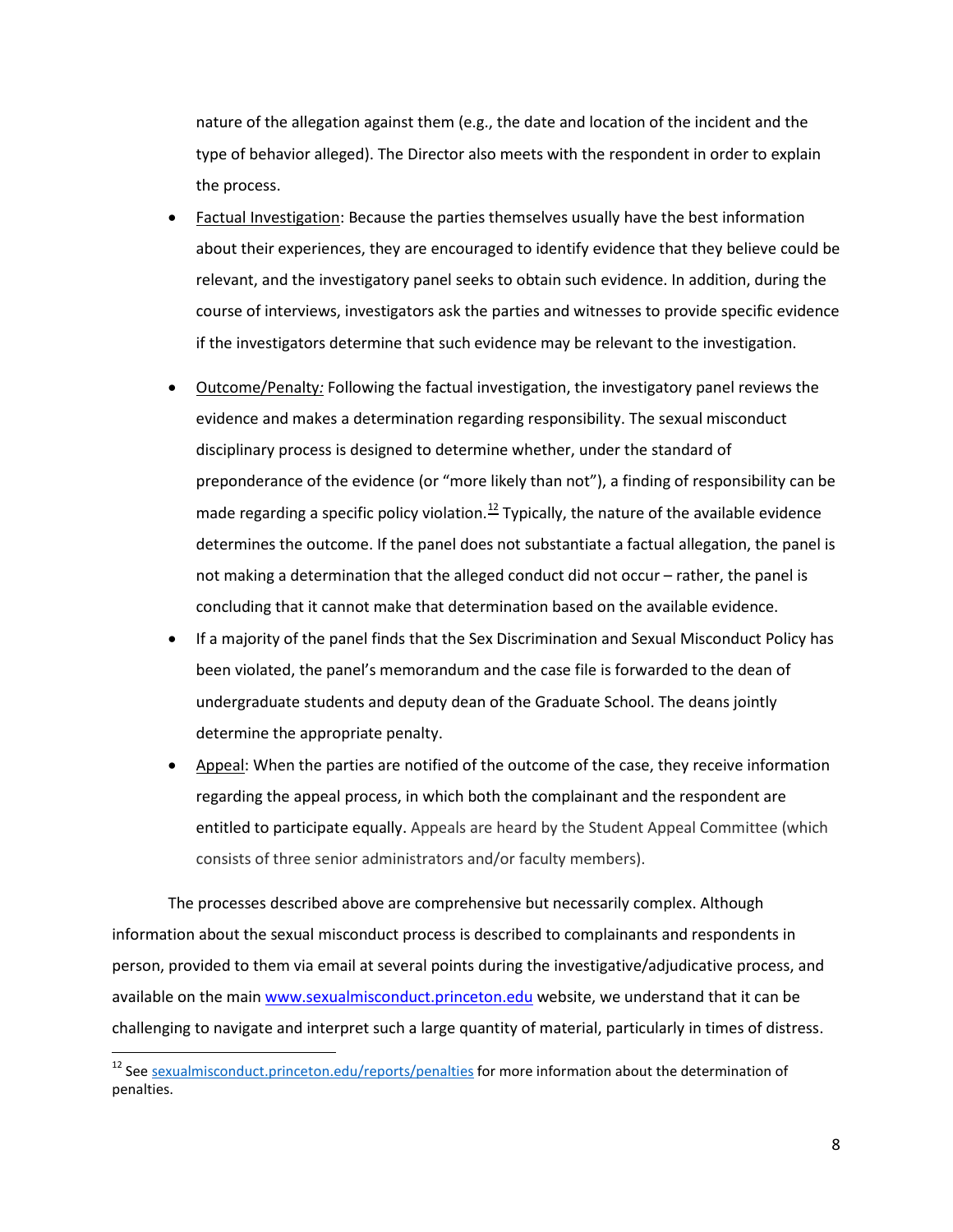nature of the allegation against them (e.g., the date and location of the incident and the type of behavior alleged). The Director also meets with the respondent in order to explain the process.

- Factual Investigation: Because the parties themselves usually have the best information about their experiences, they are encouraged to identify evidence that they believe could be relevant, and the investigatory panel seeks to obtain such evidence. In addition, during the course of interviews, investigators ask the parties and witnesses to provide specific evidence if the investigators determine that such evidence may be relevant to the investigation.
- Outcome/Penalty: Following the factual investigation, the investigatory panel reviews the evidence and makes a determination regarding responsibility. The sexual misconduct disciplinary process is designed to determine whether, under the standard of preponderance of the evidence (or "more likely than not"), a finding of responsibility can be made regarding a specific policy violation.[12] Typically, the nature of the available evidence determines the outcome. If the panel does not substantiate a factual allegation, the panel is not making a determination that the alleged conduct did not occur – rather, the panel is concluding that it cannot make that determination based on the available evidence.
- If a majority of the panel finds that the Sex Discrimination and Sexual Misconduct Policy has been violated, the panel's memorandum and the case file is forwarded to the dean of undergraduate students and deputy dean of the Graduate School. The deans jointly determine the appropriate penalty.
- Appeal: When the parties are notified of the outcome of the case, they receive information regarding the appeal process, in which both the complainant and the respondent are entitled to participate equally. Appeals are heard by the Student Appeal Committee (which consists of three senior administrators and/or faculty members).

The processes described above are comprehensive but necessarily complex. Although information about the sexual misconduct process is described to complainants and respondents in person, provided to them via email at several points during the investigative/adjudicative process, and available on the main www.sexualmisconduct.princeton.edu website, we understand that it can be challenging to navigate and interpret such a large quantity of material, particularly in times of distress.

[12] See sexualmisconduct.princeton.edu/reports/penalties for more information about the determination of penalties.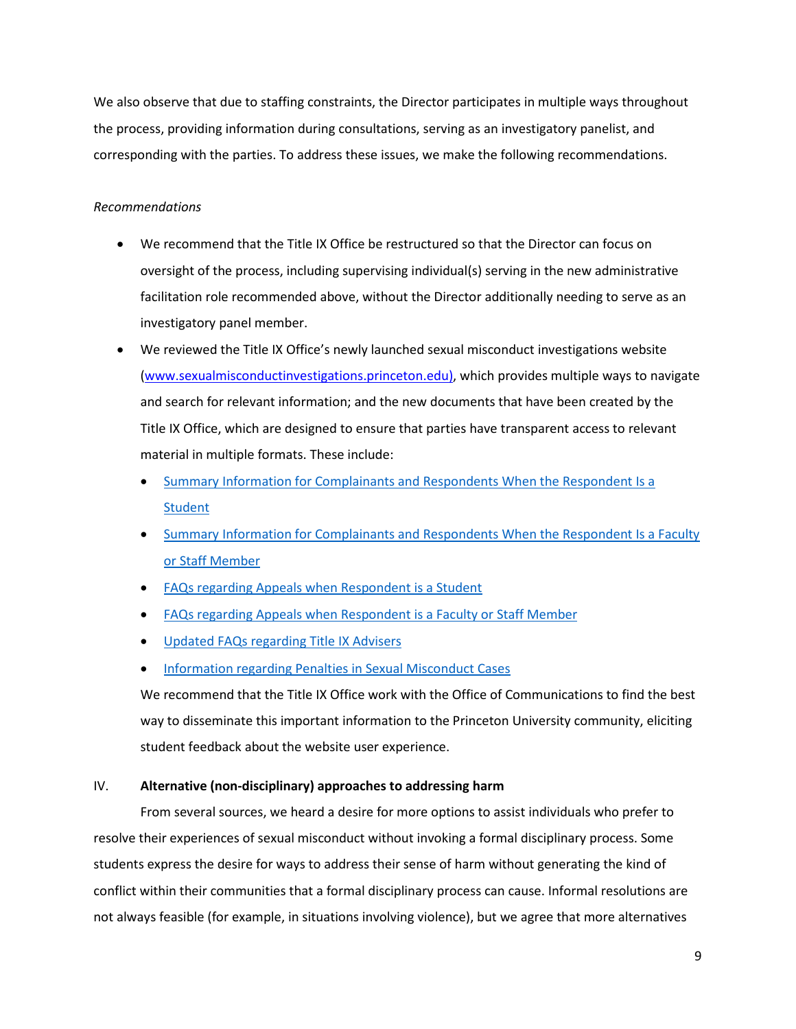We also observe that due to staffing constraints, the Director participates in multiple ways throughout the process, providing information during consultations, serving as an investigatory panelist, and corresponding with the parties. To address these issues, we make the following recommendations.

*Recommendations*

- We recommend that the Title IX Office be restructured so that the Director can focus on oversight of the process, including supervising individual(s) serving in the new administrative facilitation role recommended above, without the Director additionally needing to serve as an investigatory panel member.
- We reviewed the Title IX Office's newly launched sexual misconduct investigations website (www.sexualmisconductinvestigations.princeton.edu), which provides multiple ways to navigate and search for relevant information; and the new documents that have been created by the Title IX Office, which are designed to ensure that parties have transparent access to relevant material in multiple formats. These include:
  - Summary Information for Complainants and Respondents When the Respondent Is a Student
  - Summary Information for Complainants and Respondents When the Respondent Is a Faculty or Staff Member
  - FAQs regarding Appeals when Respondent is a Student
  - FAQs regarding Appeals when Respondent is a Faculty or Staff Member
  - Updated FAQs regarding Title IX Advisers
  - Information regarding Penalties in Sexual Misconduct Cases

  We recommend that the Title IX Office work with the Office of Communications to find the best way to disseminate this important information to the Princeton University community, eliciting student feedback about the website user experience.

## IV. **Alternative (non-disciplinary) approaches to addressing harm**

From several sources, we heard a desire for more options to assist individuals who prefer to resolve their experiences of sexual misconduct without invoking a formal disciplinary process. Some students express the desire for ways to address their sense of harm without generating the kind of conflict within their communities that a formal disciplinary process can cause. Informal resolutions are not always feasible (for example, in situations involving violence), but we agree that more alternatives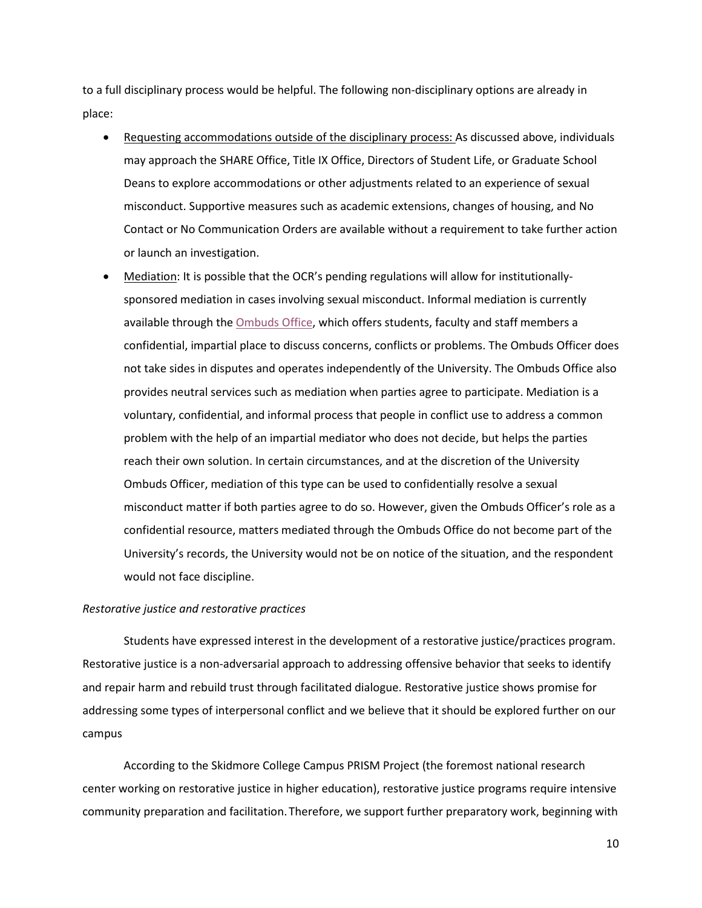to a full disciplinary process would be helpful. The following non-disciplinary options are already in place:

- Requesting accommodations outside of the disciplinary process: As discussed above, individuals may approach the SHARE Office, Title IX Office, Directors of Student Life, or Graduate School Deans to explore accommodations or other adjustments related to an experience of sexual misconduct. Supportive measures such as academic extensions, changes of housing, and No Contact or No Communication Orders are available without a requirement to take further action or launch an investigation.
- Mediation: It is possible that the OCR's pending regulations will allow for institutionally-sponsored mediation in cases involving sexual misconduct. Informal mediation is currently available through the Ombuds Office, which offers students, faculty and staff members a confidential, impartial place to discuss concerns, conflicts or problems. The Ombuds Officer does not take sides in disputes and operates independently of the University. The Ombuds Office also provides neutral services such as mediation when parties agree to participate. Mediation is a voluntary, confidential, and informal process that people in conflict use to address a common problem with the help of an impartial mediator who does not decide, but helps the parties reach their own solution. In certain circumstances, and at the discretion of the University Ombuds Officer, mediation of this type can be used to confidentially resolve a sexual misconduct matter if both parties agree to do so. However, given the Ombuds Officer's role as a confidential resource, matters mediated through the Ombuds Office do not become part of the University's records, the University would not be on notice of the situation, and the respondent would not face discipline.

*Restorative justice and restorative practices*

Students have expressed interest in the development of a restorative justice/practices program. Restorative justice is a non-adversarial approach to addressing offensive behavior that seeks to identify and repair harm and rebuild trust through facilitated dialogue. Restorative justice shows promise for addressing some types of interpersonal conflict and we believe that it should be explored further on our campus

According to the Skidmore College Campus PRISM Project (the foremost national research center working on restorative justice in higher education), restorative justice programs require intensive community preparation and facilitation. Therefore, we support further preparatory work, beginning with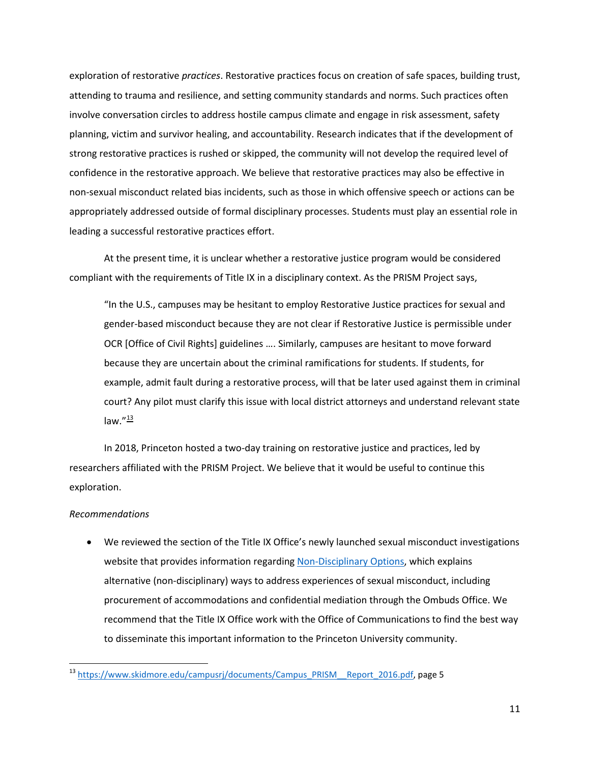exploration of restorative *practices*. Restorative practices focus on creation of safe spaces, building trust, attending to trauma and resilience, and setting community standards and norms. Such practices often involve conversation circles to address hostile campus climate and engage in risk assessment, safety planning, victim and survivor healing, and accountability. Research indicates that if the development of strong restorative practices is rushed or skipped, the community will not develop the required level of confidence in the restorative approach. We believe that restorative practices may also be effective in non-sexual misconduct related bias incidents, such as those in which offensive speech or actions can be appropriately addressed outside of formal disciplinary processes. Students must play an essential role in leading a successful restorative practices effort.

At the present time, it is unclear whether a restorative justice program would be considered compliant with the requirements of Title IX in a disciplinary context. As the PRISM Project says,

> "In the U.S., campuses may be hesitant to employ Restorative Justice practices for sexual and gender-based misconduct because they are not clear if Restorative Justice is permissible under OCR [Office of Civil Rights] guidelines …. Similarly, campuses are hesitant to move forward because they are uncertain about the criminal ramifications for students. If students, for example, admit fault during a restorative process, will that be later used against them in criminal court? Any pilot must clarify this issue with local district attorneys and understand relevant state law."[13]

In 2018, Princeton hosted a two-day training on restorative justice and practices, led by researchers affiliated with the PRISM Project. We believe that it would be useful to continue this exploration.

*Recommendations*

- We reviewed the section of the Title IX Office's newly launched sexual misconduct investigations website that provides information regarding Non-Disciplinary Options, which explains alternative (non-disciplinary) ways to address experiences of sexual misconduct, including procurement of accommodations and confidential mediation through the Ombuds Office. We recommend that the Title IX Office work with the Office of Communications to find the best way to disseminate this important information to the Princeton University community.

[13] https://www.skidmore.edu/campusrj/documents/Campus_PRISM__Report_2016.pdf, page 5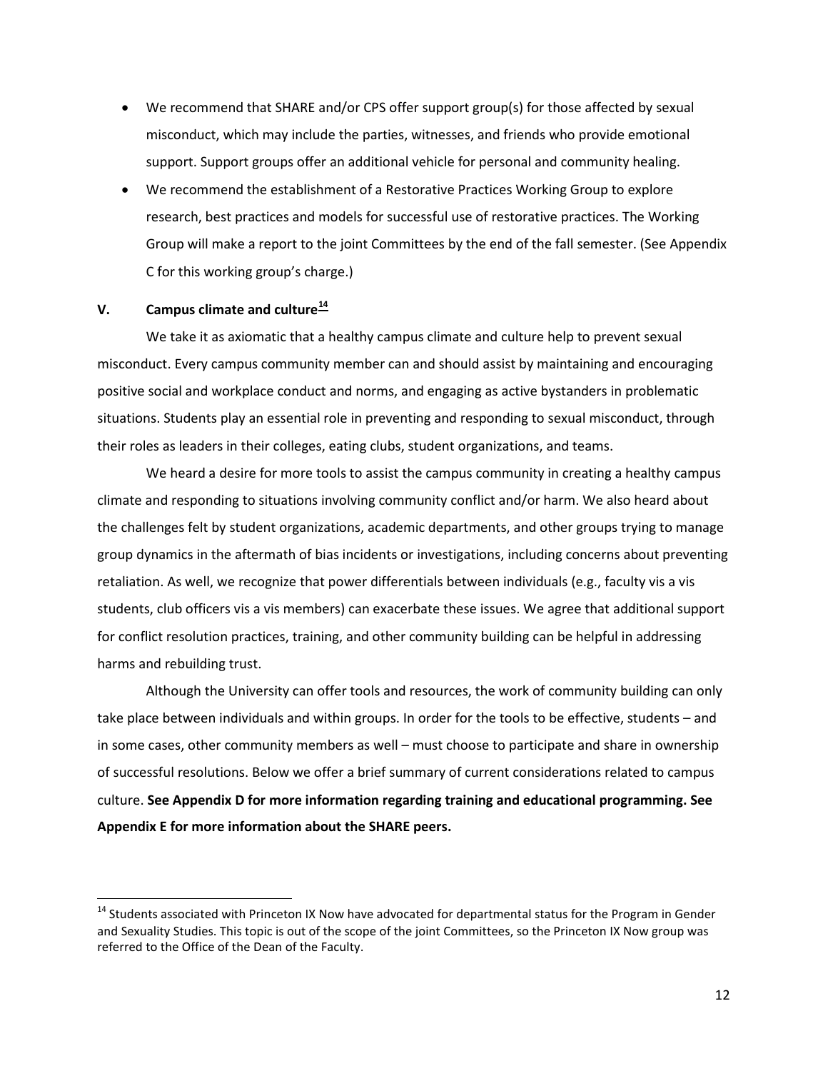- We recommend that SHARE and/or CPS offer support group(s) for those affected by sexual misconduct, which may include the parties, witnesses, and friends who provide emotional support. Support groups offer an additional vehicle for personal and community healing.
- We recommend the establishment of a Restorative Practices Working Group to explore research, best practices and models for successful use of restorative practices. The Working Group will make a report to the joint Committees by the end of the fall semester. (See Appendix C for this working group's charge.)

## V. Campus climate and culture[14]

We take it as axiomatic that a healthy campus climate and culture help to prevent sexual misconduct. Every campus community member can and should assist by maintaining and encouraging positive social and workplace conduct and norms, and engaging as active bystanders in problematic situations. Students play an essential role in preventing and responding to sexual misconduct, through their roles as leaders in their colleges, eating clubs, student organizations, and teams.

We heard a desire for more tools to assist the campus community in creating a healthy campus climate and responding to situations involving community conflict and/or harm. We also heard about the challenges felt by student organizations, academic departments, and other groups trying to manage group dynamics in the aftermath of bias incidents or investigations, including concerns about preventing retaliation. As well, we recognize that power differentials between individuals (e.g., faculty vis a vis students, club officers vis a vis members) can exacerbate these issues. We agree that additional support for conflict resolution practices, training, and other community building can be helpful in addressing harms and rebuilding trust.

Although the University can offer tools and resources, the work of community building can only take place between individuals and within groups. In order for the tools to be effective, students – and in some cases, other community members as well – must choose to participate and share in ownership of successful resolutions. Below we offer a brief summary of current considerations related to campus culture. **See Appendix D for more information regarding training and educational programming. See Appendix E for more information about the SHARE peers.**

[14] Students associated with Princeton IX Now have advocated for departmental status for the Program in Gender and Sexuality Studies. This topic is out of the scope of the joint Committees, so the Princeton IX Now group was referred to the Office of the Dean of the Faculty.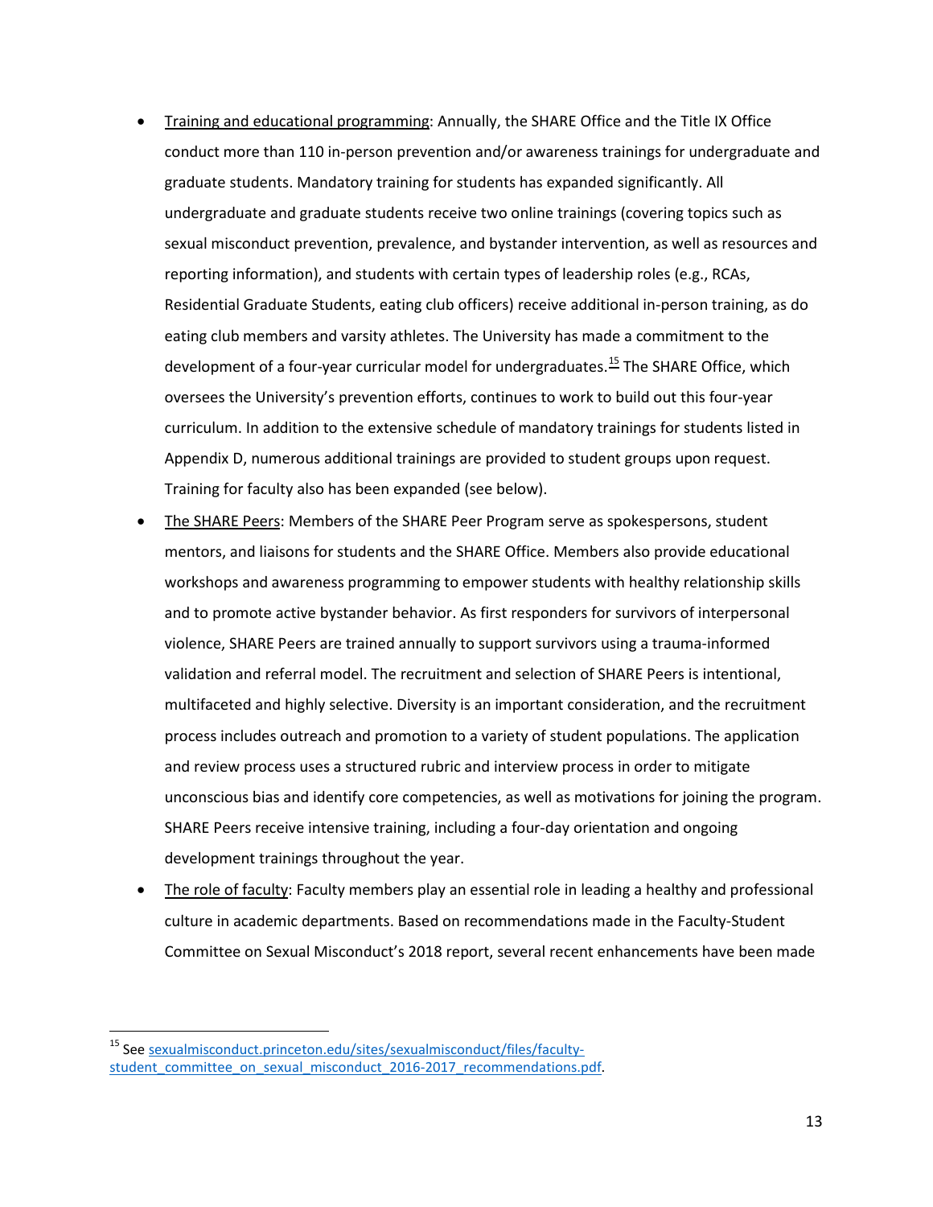- Training and educational programming: Annually, the SHARE Office and the Title IX Office conduct more than 110 in-person prevention and/or awareness trainings for undergraduate and graduate students. Mandatory training for students has expanded significantly. All undergraduate and graduate students receive two online trainings (covering topics such as sexual misconduct prevention, prevalence, and bystander intervention, as well as resources and reporting information), and students with certain types of leadership roles (e.g., RCAs, Residential Graduate Students, eating club officers) receive additional in-person training, as do eating club members and varsity athletes. The University has made a commitment to the development of a four-year curricular model for undergraduates.[15] The SHARE Office, which oversees the University's prevention efforts, continues to work to build out this four-year curriculum. In addition to the extensive schedule of mandatory trainings for students listed in Appendix D, numerous additional trainings are provided to student groups upon request. Training for faculty also has been expanded (see below).
- The SHARE Peers: Members of the SHARE Peer Program serve as spokespersons, student mentors, and liaisons for students and the SHARE Office. Members also provide educational workshops and awareness programming to empower students with healthy relationship skills and to promote active bystander behavior. As first responders for survivors of interpersonal violence, SHARE Peers are trained annually to support survivors using a trauma-informed validation and referral model. The recruitment and selection of SHARE Peers is intentional, multifaceted and highly selective. Diversity is an important consideration, and the recruitment process includes outreach and promotion to a variety of student populations. The application and review process uses a structured rubric and interview process in order to mitigate unconscious bias and identify core competencies, as well as motivations for joining the program. SHARE Peers receive intensive training, including a four-day orientation and ongoing development trainings throughout the year.
- The role of faculty: Faculty members play an essential role in leading a healthy and professional culture in academic departments. Based on recommendations made in the Faculty-Student Committee on Sexual Misconduct's 2018 report, several recent enhancements have been made

[15] See sexualmisconduct.princeton.edu/sites/sexualmisconduct/files/faculty-student_committee_on_sexual_misconduct_2016-2017_recommendations.pdf.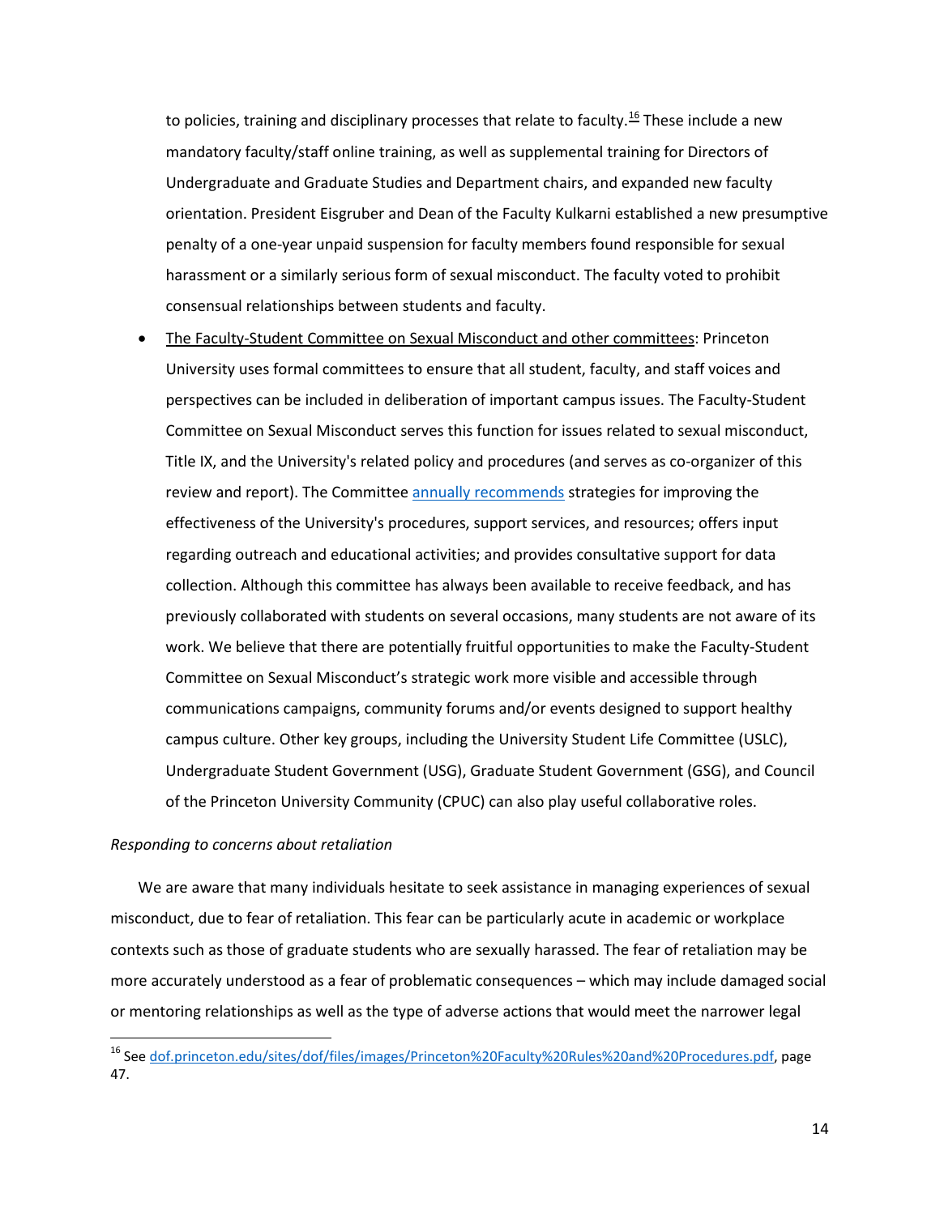to policies, training and disciplinary processes that relate to faculty.[16] These include a new mandatory faculty/staff online training, as well as supplemental training for Directors of Undergraduate and Graduate Studies and Department chairs, and expanded new faculty orientation. President Eisgruber and Dean of the Faculty Kulkarni established a new presumptive penalty of a one-year unpaid suspension for faculty members found responsible for sexual harassment or a similarly serious form of sexual misconduct. The faculty voted to prohibit consensual relationships between students and faculty.

- <u>The Faculty-Student Committee on Sexual Misconduct and other committees</u>: Princeton University uses formal committees to ensure that all student, faculty, and staff voices and perspectives can be included in deliberation of important campus issues. The Faculty-Student Committee on Sexual Misconduct serves this function for issues related to sexual misconduct, Title IX, and the University's related policy and procedures (and serves as co-organizer of this review and report). The Committee annually recommends strategies for improving the effectiveness of the University's procedures, support services, and resources; offers input regarding outreach and educational activities; and provides consultative support for data collection. Although this committee has always been available to receive feedback, and has previously collaborated with students on several occasions, many students are not aware of its work. We believe that there are potentially fruitful opportunities to make the Faculty-Student Committee on Sexual Misconduct's strategic work more visible and accessible through communications campaigns, community forums and/or events designed to support healthy campus culture. Other key groups, including the University Student Life Committee (USLC), Undergraduate Student Government (USG), Graduate Student Government (GSG), and Council of the Princeton University Community (CPUC) can also play useful collaborative roles.

*Responding to concerns about retaliation*

We are aware that many individuals hesitate to seek assistance in managing experiences of sexual misconduct, due to fear of retaliation. This fear can be particularly acute in academic or workplace contexts such as those of graduate students who are sexually harassed. The fear of retaliation may be more accurately understood as a fear of problematic consequences – which may include damaged social or mentoring relationships as well as the type of adverse actions that would meet the narrower legal

[16] See dof.princeton.edu/sites/dof/files/images/Princeton%20Faculty%20Rules%20and%20Procedures.pdf, page 47.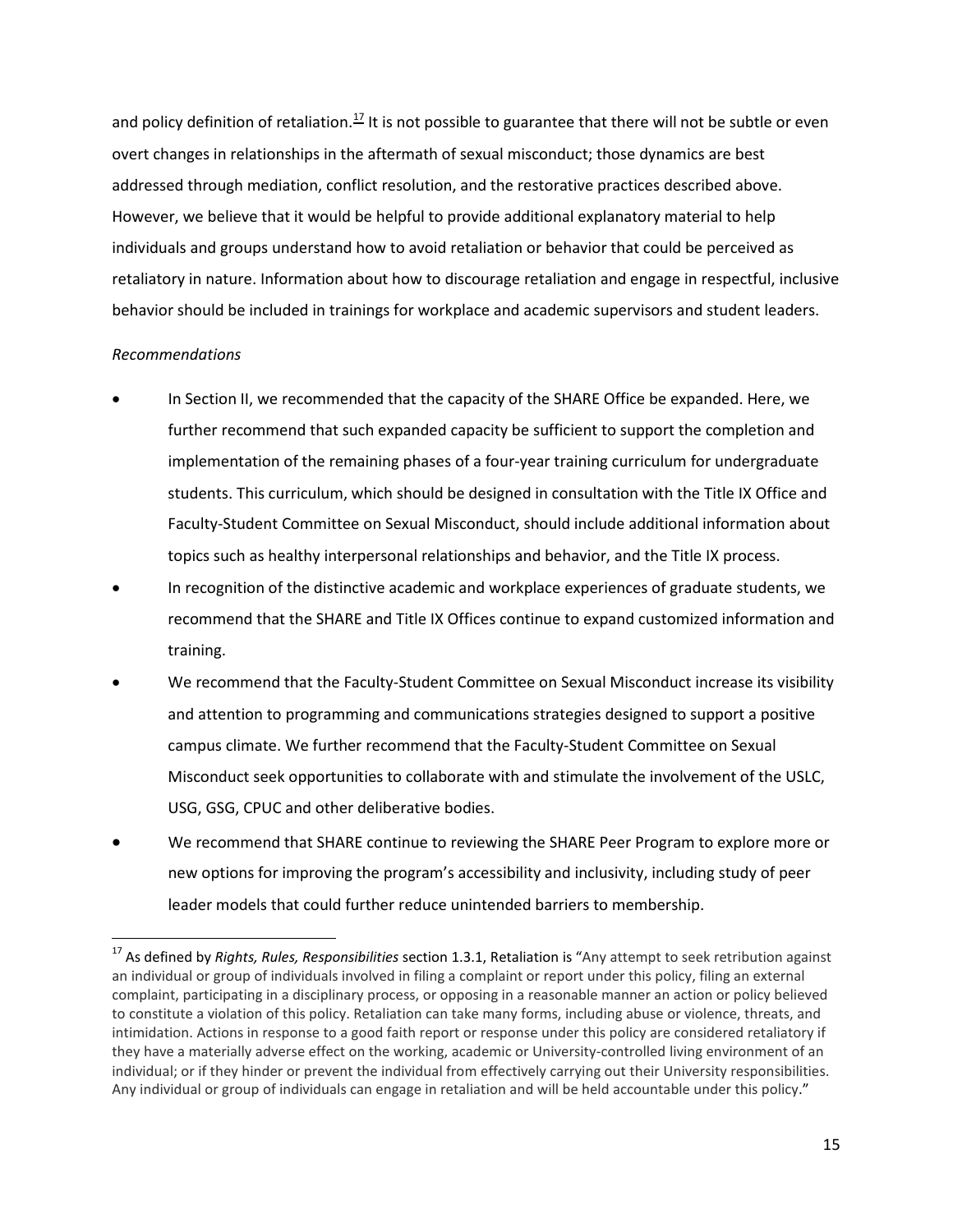and policy definition of retaliation.[17] It is not possible to guarantee that there will not be subtle or even overt changes in relationships in the aftermath of sexual misconduct; those dynamics are best addressed through mediation, conflict resolution, and the restorative practices described above. However, we believe that it would be helpful to provide additional explanatory material to help individuals and groups understand how to avoid retaliation or behavior that could be perceived as retaliatory in nature. Information about how to discourage retaliation and engage in respectful, inclusive behavior should be included in trainings for workplace and academic supervisors and student leaders.

*Recommendations*

- In Section II, we recommended that the capacity of the SHARE Office be expanded. Here, we further recommend that such expanded capacity be sufficient to support the completion and implementation of the remaining phases of a four-year training curriculum for undergraduate students. This curriculum, which should be designed in consultation with the Title IX Office and Faculty-Student Committee on Sexual Misconduct, should include additional information about topics such as healthy interpersonal relationships and behavior, and the Title IX process.
- In recognition of the distinctive academic and workplace experiences of graduate students, we recommend that the SHARE and Title IX Offices continue to expand customized information and training.
- We recommend that the Faculty-Student Committee on Sexual Misconduct increase its visibility and attention to programming and communications strategies designed to support a positive campus climate. We further recommend that the Faculty-Student Committee on Sexual Misconduct seek opportunities to collaborate with and stimulate the involvement of the USLC, USG, GSG, CPUC and other deliberative bodies.
- We recommend that SHARE continue to reviewing the SHARE Peer Program to explore more or new options for improving the program's accessibility and inclusivity, including study of peer leader models that could further reduce unintended barriers to membership.

[17] As defined by *Rights, Rules, Responsibilities* section 1.3.1, Retaliation is "Any attempt to seek retribution against an individual or group of individuals involved in filing a complaint or report under this policy, filing an external complaint, participating in a disciplinary process, or opposing in a reasonable manner an action or policy believed to constitute a violation of this policy. Retaliation can take many forms, including abuse or violence, threats, and intimidation. Actions in response to a good faith report or response under this policy are considered retaliatory if they have a materially adverse effect on the working, academic or University-controlled living environment of an individual; or if they hinder or prevent the individual from effectively carrying out their University responsibilities. Any individual or group of individuals can engage in retaliation and will be held accountable under this policy."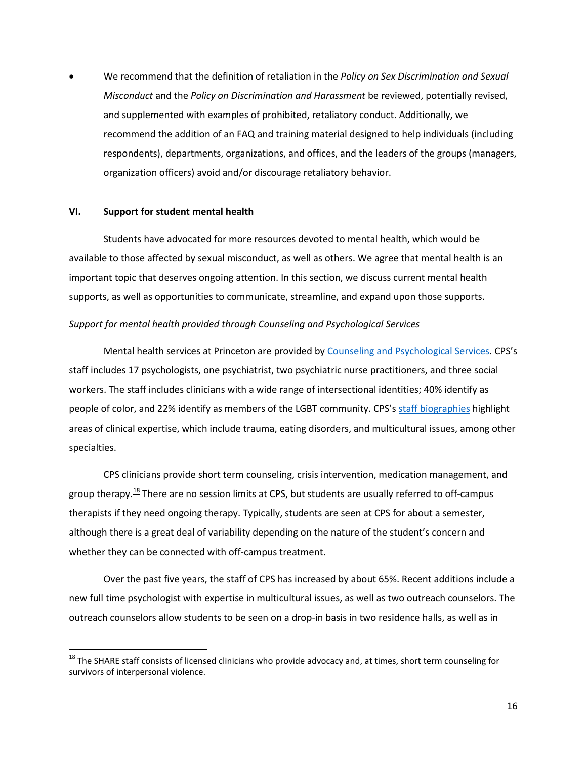- We recommend that the definition of retaliation in the *Policy on Sex Discrimination and Sexual Misconduct* and the *Policy on Discrimination and Harassment* be reviewed, potentially revised, and supplemented with examples of prohibited, retaliatory conduct. Additionally, we recommend the addition of an FAQ and training material designed to help individuals (including respondents), departments, organizations, and offices, and the leaders of the groups (managers, organization officers) avoid and/or discourage retaliatory behavior.

## VI. Support for student mental health

Students have advocated for more resources devoted to mental health, which would be available to those affected by sexual misconduct, as well as others. We agree that mental health is an important topic that deserves ongoing attention. In this section, we discuss current mental health supports, as well as opportunities to communicate, streamline, and expand upon those supports.

*Support for mental health provided through Counseling and Psychological Services*

Mental health services at Princeton are provided by Counseling and Psychological Services. CPS's staff includes 17 psychologists, one psychiatrist, two psychiatric nurse practitioners, and three social workers. The staff includes clinicians with a wide range of intersectional identities; 40% identify as people of color, and 22% identify as members of the LGBT community. CPS's staff biographies highlight areas of clinical expertise, which include trauma, eating disorders, and multicultural issues, among other specialties.

CPS clinicians provide short term counseling, crisis intervention, medication management, and group therapy.[18] There are no session limits at CPS, but students are usually referred to off-campus therapists if they need ongoing therapy. Typically, students are seen at CPS for about a semester, although there is a great deal of variability depending on the nature of the student's concern and whether they can be connected with off-campus treatment.

Over the past five years, the staff of CPS has increased by about 65%. Recent additions include a new full time psychologist with expertise in multicultural issues, as well as two outreach counselors. The outreach counselors allow students to be seen on a drop-in basis in two residence halls, as well as in

[18] The SHARE staff consists of licensed clinicians who provide advocacy and, at times, short term counseling for survivors of interpersonal violence.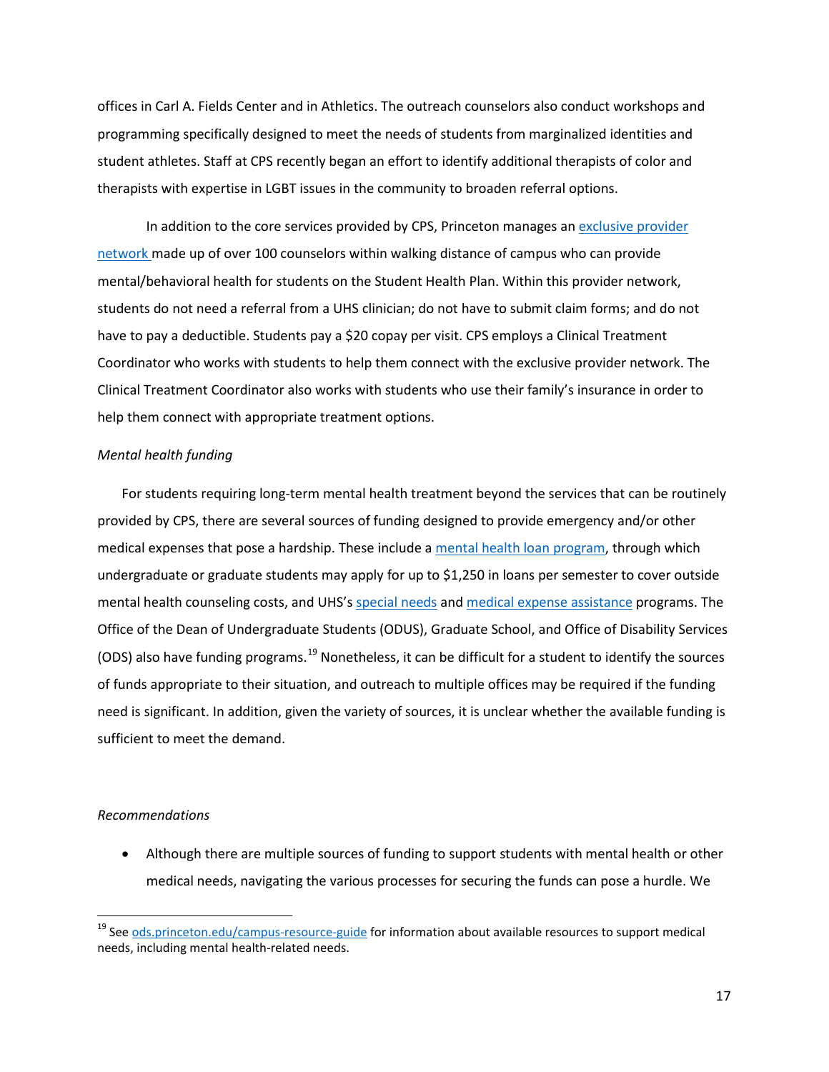offices in Carl A. Fields Center and in Athletics. The outreach counselors also conduct workshops and programming specifically designed to meet the needs of students from marginalized identities and student athletes. Staff at CPS recently began an effort to identify additional therapists of color and therapists with expertise in LGBT issues in the community to broaden referral options.

In addition to the core services provided by CPS, Princeton manages an exclusive provider network made up of over 100 counselors within walking distance of campus who can provide mental/behavioral health for students on the Student Health Plan. Within this provider network, students do not need a referral from a UHS clinician; do not have to submit claim forms; and do not have to pay a deductible. Students pay a $20 copay per visit. CPS employs a Clinical Treatment Coordinator who works with students to help them connect with the exclusive provider network. The Clinical Treatment Coordinator also works with students who use their family's insurance in order to help them connect with appropriate treatment options.

*Mental health funding*

For students requiring long-term mental health treatment beyond the services that can be routinely provided by CPS, there are several sources of funding designed to provide emergency and/or other medical expenses that pose a hardship. These include a mental health loan program, through which undergraduate or graduate students may apply for up to $1,250 in loans per semester to cover outside mental health counseling costs, and UHS's special needs and medical expense assistance programs. The Office of the Dean of Undergraduate Students (ODUS), Graduate School, and Office of Disability Services (ODS) also have funding programs.[19] Nonetheless, it can be difficult for a student to identify the sources of funds appropriate to their situation, and outreach to multiple offices may be required if the funding need is significant. In addition, given the variety of sources, it is unclear whether the available funding is sufficient to meet the demand.

*Recommendations*

- Although there are multiple sources of funding to support students with mental health or other medical needs, navigating the various processes for securing the funds can pose a hurdle. We

[19] See ods.princeton.edu/campus-resource-guide for information about available resources to support medical needs, including mental health-related needs.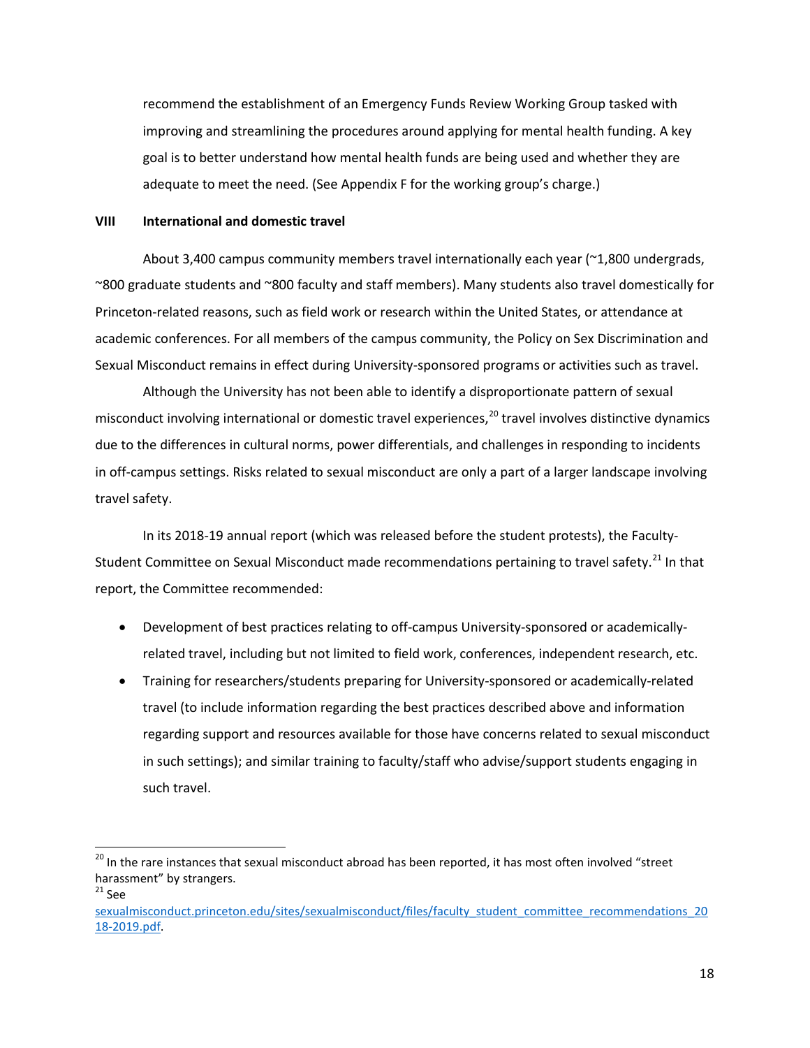recommend the establishment of an Emergency Funds Review Working Group tasked with improving and streamlining the procedures around applying for mental health funding. A key goal is to better understand how mental health funds are being used and whether they are adequate to meet the need. (See Appendix F for the working group's charge.)

## VIII International and domestic travel

About 3,400 campus community members travel internationally each year (~1,800 undergrads, ~800 graduate students and ~800 faculty and staff members). Many students also travel domestically for Princeton-related reasons, such as field work or research within the United States, or attendance at academic conferences. For all members of the campus community, the Policy on Sex Discrimination and Sexual Misconduct remains in effect during University-sponsored programs or activities such as travel.

Although the University has not been able to identify a disproportionate pattern of sexual misconduct involving international or domestic travel experiences,[20] travel involves distinctive dynamics due to the differences in cultural norms, power differentials, and challenges in responding to incidents in off-campus settings. Risks related to sexual misconduct are only a part of a larger landscape involving travel safety.

In its 2018-19 annual report (which was released before the student protests), the Faculty-Student Committee on Sexual Misconduct made recommendations pertaining to travel safety.[21] In that report, the Committee recommended:

- Development of best practices relating to off-campus University-sponsored or academically-related travel, including but not limited to field work, conferences, independent research, etc.
- Training for researchers/students preparing for University-sponsored or academically-related travel (to include information regarding the best practices described above and information regarding support and resources available for those have concerns related to sexual misconduct in such settings); and similar training to faculty/staff who advise/support students engaging in such travel.

---

[20] In the rare instances that sexual misconduct abroad has been reported, it has most often involved "street harassment" by strangers.

[21] See sexualmisconduct.princeton.edu/sites/sexualmisconduct/files/faculty_student_committee_recommendations_2018-2019.pdf.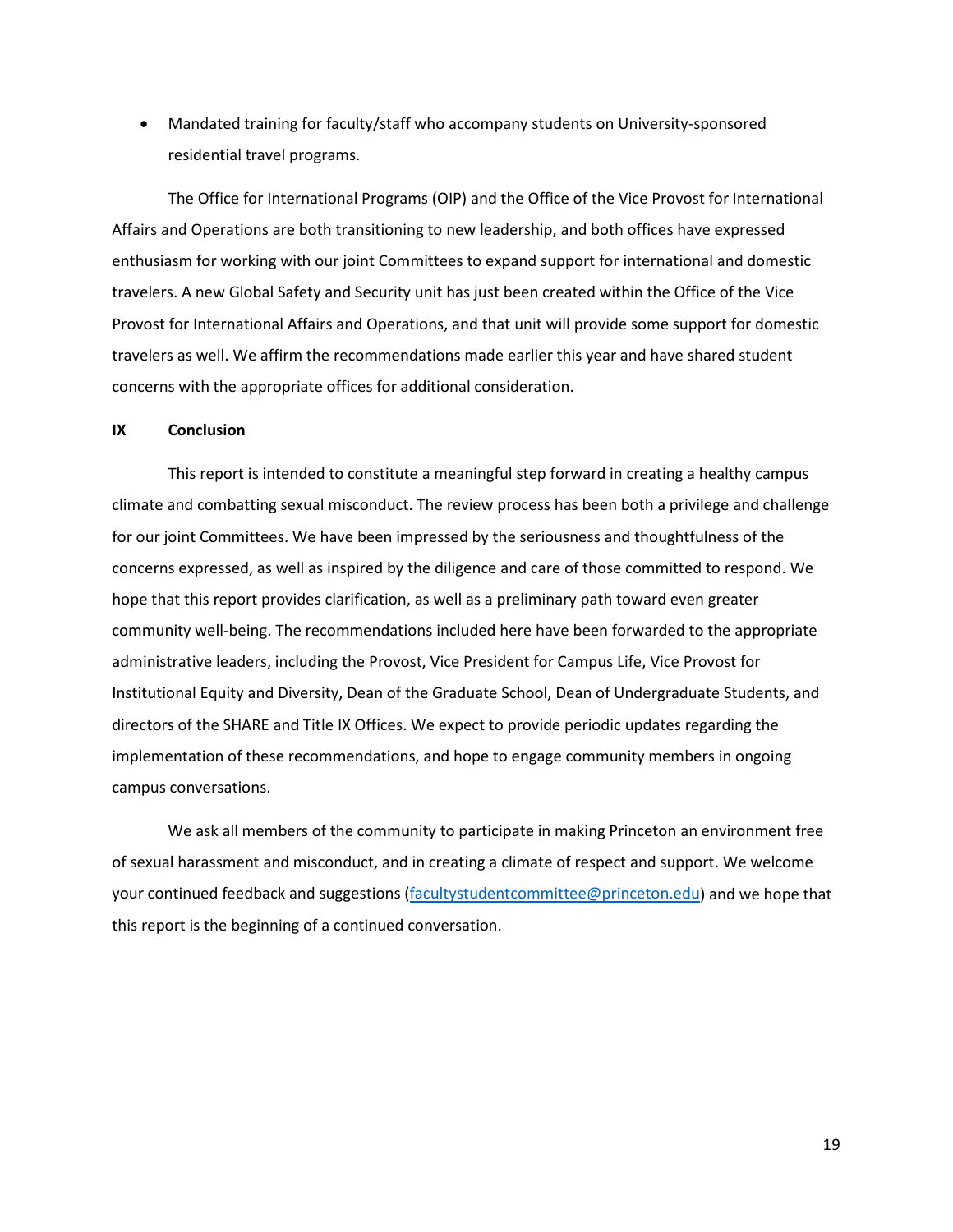- Mandated training for faculty/staff who accompany students on University-sponsored residential travel programs.

The Office for International Programs (OIP) and the Office of the Vice Provost for International Affairs and Operations are both transitioning to new leadership, and both offices have expressed enthusiasm for working with our joint Committees to expand support for international and domestic travelers. A new Global Safety and Security unit has just been created within the Office of the Vice Provost for International Affairs and Operations, and that unit will provide some support for domestic travelers as well. We affirm the recommendations made earlier this year and have shared student concerns with the appropriate offices for additional consideration.

## IX Conclusion

This report is intended to constitute a meaningful step forward in creating a healthy campus climate and combatting sexual misconduct. The review process has been both a privilege and challenge for our joint Committees. We have been impressed by the seriousness and thoughtfulness of the concerns expressed, as well as inspired by the diligence and care of those committed to respond. We hope that this report provides clarification, as well as a preliminary path toward even greater community well-being. The recommendations included here have been forwarded to the appropriate administrative leaders, including the Provost, Vice President for Campus Life, Vice Provost for Institutional Equity and Diversity, Dean of the Graduate School, Dean of Undergraduate Students, and directors of the SHARE and Title IX Offices. We expect to provide periodic updates regarding the implementation of these recommendations, and hope to engage community members in ongoing campus conversations.

We ask all members of the community to participate in making Princeton an environment free of sexual harassment and misconduct, and in creating a climate of respect and support. We welcome your continued feedback and suggestions (facultystudentcommittee@princeton.edu) and we hope that this report is the beginning of a continued conversation.